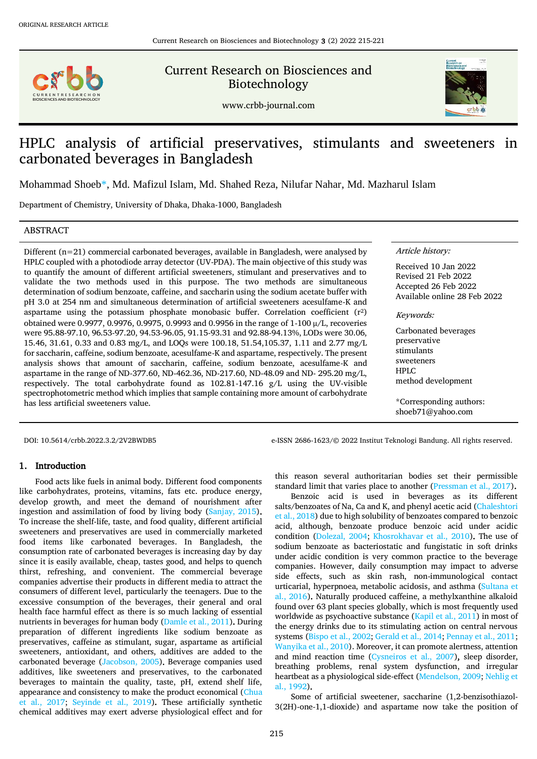ORIGINAL RESEARCH ARTICLE

# HPLC analysis of artificial preservatives, stimulants and sweeteners in carbonated beverages in Bangladesh

Mohammad Shoeb*, Md. Mafizul Islam, Md. Shahed Reza, Nilufar Nahar, Md. Mazharul Islam

Department of Chemistry, University of Dhaka, Dhaka-1000, Bangladesh

## ABSTRACT

Different (n=21) commercial carbonated beverages, available in Bangladesh, were analysed by HPLC coupled with a photodiode array detector (UV-PDA). The main objective of this study was to quantify the amount of different artificial sweeteners, stimulant and preservatives and to validate the two methods used in this purpose. The two methods are simultaneous determination of sodium benzoate, caffeine, and saccharin using the sodium acetate buffer with pH 3.0 at 254 nm and simultaneous determination of artificial sweeteners acesulfame-K and aspartame using the potassium phosphate monobasic buffer. Correlation coefficient ($r^2$) obtained were 0.9977, 0.9976, 0.9975, 0.9993 and 0.9956 in the range of 1-100 μ/L, recoveries were 95.88-97.10, 96.53-97.20, 94.53-96.05, 91.15-93.31 and 92.88-94.13%, LODs were 30.06, 15.46, 31.61, 0.33 and 0.83 mg/L, and LOQs were 100.18, 51.54,105.37, 1.11 and 2.77 mg/L for saccharin, caffeine, sodium benzoate, acesulfame-K and aspartame, respectively. The present analysis shows that amount of saccharin, caffeine, sodium benzoate, acesulfame-K and aspartame in the range of ND-377.60, ND-462.36, ND-217.60, ND-48.09 and ND- 295.20 mg/L, respectively. The total carbohydrate found as 102.81-147.16 g/L using the UV-visible spectrophotometric method which implies that sample containing more amount of carbohydrate has less artificial sweeteners value.

*Article history:*

Received 10 Jan 2022
Revised 21 Feb 2022
Accepted 26 Feb 2022
Available online 28 Feb 2022

*Keywords:*

Carbonated beverages
preservative
stimulants
sweeteners
HPLC
method development

*Corresponding authors:
shoeb71@yahoo.com

DOI: 10.5614/crbb.2022.3.2/2V2BWDB5

e-ISSN 2686-1623/© 2022 Institut Teknologi Bandung. All rights reserved.

## 1. Introduction

Food acts like fuels in animal body. Different food components like carbohydrates, proteins, vitamins, fats etc. produce energy, develop growth, and meet the demand of nourishment after ingestion and assimilation of food by living body (Sanjay, 2015). To increase the shelf-life, taste, and food quality, different artificial sweeteners and preservatives are used in commercially marketed food items like carbonated beverages. In Bangladesh, the consumption rate of carbonated beverages is increasing day by day since it is easily available, cheap, tastes good, and helps to quench thirst, refreshing, and convenient. The commercial beverage companies advertise their products in different media to attract the consumers of different level, particularly the teenagers. Due to the excessive consumption of the beverages, their general and oral health face harmful effect as there is so much lacking of essential nutrients in beverages for human body (Damle et al., 2011). During preparation of different ingredients like sodium benzoate as preservatives, caffeine as stimulant, sugar, aspartame as artificial sweeteners, antioxidant, and others, additives are added to the carbonated beverage (Jacobson, 2005). Beverage companies used additives, like sweeteners and preservatives, to the carbonated beverages to maintain the quality, taste, pH, extend shelf life, appearance and consistency to make the product economical (Chua et al., 2017; Seyinde et al., 2019). These artificially synthetic chemical additives may exert adverse physiological effect and for this reason several authoritarian bodies set their permissible standard limit that varies place to another (Pressman et al., 2017).

Benzoic acid is used in beverages as its different salts/benzoates of Na, Ca and K, and phenyl acetic acid (Chaleshtori et al., 2018) due to high solubility of benzoates compared to benzoic acid, although, benzoate produce benzoic acid under acidic condition (Dolezal, 2004; Khosrokhavar et al., 2010). The use of sodium benzoate as bacteriostatic and fungistatic in soft drinks under acidic condition is very common practice to the beverage companies. However, daily consumption may impact to adverse side effects, such as skin rash, non-immunological contact urticarial, hyperpnoea, metabolic acidosis, and asthma (Sultana et al., 2016). Naturally produced caffeine, a methylxanthine alkaloid found over 63 plant species globally, which is most frequently used worldwide as psychoactive substance (Kapil et al., 2011) in most of the energy drinks due to its stimulating action on central nervous systems (Bispo et al., 2002; Gerald et al., 2014; Pennay et al., 2011; Wanyika et al., 2010). Moreover, it can promote alertness, attention and mind reaction time (Cysneiros et al., 2007), sleep disorder, breathing problems, renal system dysfunction, and irregular heartbeat as a physiological side-effect (Mendelson, 2009; Nehlig et al., 1992).

Some of artificial sweetener, saccharine (1,2-benzisothiazol-3(2H)-one-1,1-dioxide) and aspartame now take the position of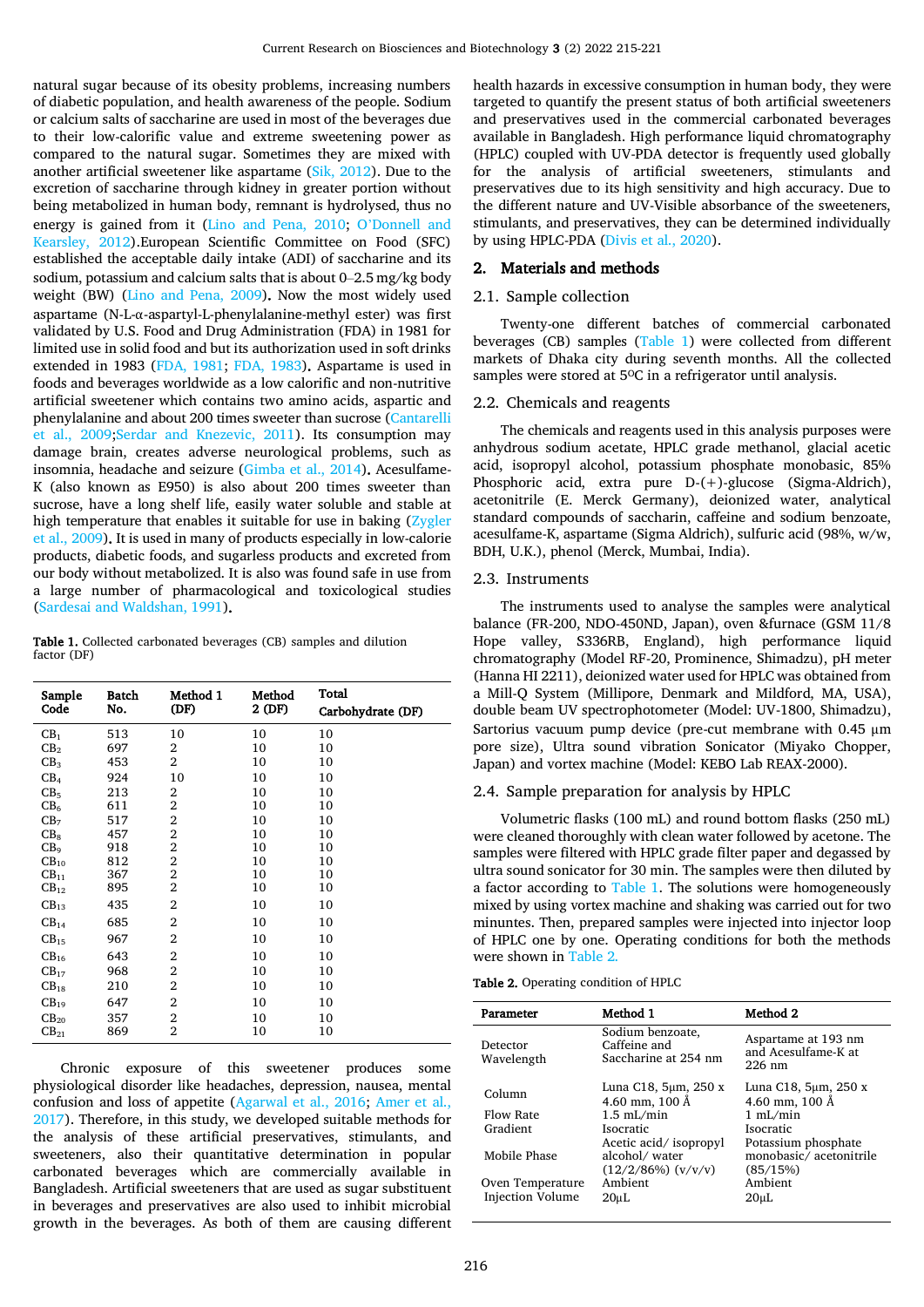natural sugar because of its obesity problems, increasing numbers of diabetic population, and health awareness of the people. Sodium or calcium salts of saccharine are used in most of the beverages due to their low-calorific value and extreme sweetening power as compared to the natural sugar. Sometimes they are mixed with another artificial sweetener like aspartame (Sik, 2012). Due to the excretion of saccharine through kidney in greater portion without being metabolized in human body, remnant is hydrolysed, thus no energy is gained from it (Lino and Pena, 2010; O'Donnell and Kearsley, 2012).European Scientific Committee on Food (SFC) established the acceptable daily intake (ADI) of saccharine and its sodium, potassium and calcium salts that is about 0–2.5 mg/kg body weight (BW) (Lino and Pena, 2009). Now the most widely used aspartame (N-L-α-aspartyl-L-phenylalanine-methyl ester) was first validated by U.S. Food and Drug Administration (FDA) in 1981 for limited use in solid food and but its authorization used in soft drinks extended in 1983 (FDA, 1981; FDA, 1983). Aspartame is used in foods and beverages worldwide as a low calorific and non-nutritive artificial sweetener which contains two amino acids, aspartic and phenylalanine and about 200 times sweeter than sucrose (Cantarelli et al., 2009;Serdar and Knezevic, 2011). Its consumption may damage brain, creates adverse neurological problems, such as insomnia, headache and seizure (Gimba et al., 2014). Acesulfame-K (also known as E950) is also about 200 times sweeter than sucrose, have a long shelf life, easily water soluble and stable at high temperature that enables it suitable for use in baking (Zygler et al., 2009). It is used in many of products especially in low-calorie products, diabetic foods, and sugarless products and excreted from our body without metabolized. It is also was found safe in use from a large number of pharmacological and toxicological studies (Sardesai and Waldshan, 1991).

**Table 1.** Collected carbonated beverages (CB) samples and dilution factor (DF)

| Sample Code | Batch No. | Method 1 (DF) | Method 2 (DF) | Total Carbohydrate (DF) |
|---|---|---|---|---|
| $CB_1$ | 513 | 10 | 10 | 10 |
| $CB_2$ | 697 | 2 | 10 | 10 |
| $CB_3$ | 453 | 2 | 10 | 10 |
| $CB_4$ | 924 | 10 | 10 | 10 |
| $CB_5$ | 213 | 2 | 10 | 10 |
| $CB_6$ | 611 | 2 | 10 | 10 |
| $CB_7$ | 517 | 2 | 10 | 10 |
| $CB_8$ | 457 | 2 | 10 | 10 |
| $CB_9$ | 918 | 2 | 10 | 10 |
| $CB_{10}$ | 812 | 2 | 10 | 10 |
| $CB_{11}$ | 367 | 2 | 10 | 10 |
| $CB_{12}$ | 895 | 2 | 10 | 10 |
| $CB_{13}$ | 435 | 2 | 10 | 10 |
| $CB_{14}$ | 685 | 2 | 10 | 10 |
| $CB_{15}$ | 967 | 2 | 10 | 10 |
| $CB_{16}$ | 643 | 2 | 10 | 10 |
| $CB_{17}$ | 968 | 2 | 10 | 10 |
| $CB_{18}$ | 210 | 2 | 10 | 10 |
| $CB_{19}$ | 647 | 2 | 10 | 10 |
| $CB_{20}$ | 357 | 2 | 10 | 10 |
| $CB_{21}$ | 869 | 2 | 10 | 10 |

Chronic exposure of this sweetener produces some physiological disorder like headaches, depression, nausea, mental confusion and loss of appetite (Agarwal et al., 2016; Amer et al., 2017). Therefore, in this study, we developed suitable methods for the analysis of these artificial preservatives, stimulants, and sweeteners, also their quantitative determination in popular carbonated beverages which are commercially available in Bangladesh. Artificial sweeteners that are used as sugar substituent in beverages and preservatives are also used to inhibit microbial growth in the beverages. As both of them are causing different health hazards in excessive consumption in human body, they were targeted to quantify the present status of both artificial sweeteners and preservatives used in the commercial carbonated beverages available in Bangladesh. High performance liquid chromatography (HPLC) coupled with UV-PDA detector is frequently used globally for the analysis of artificial sweeteners, stimulants and preservatives due to its high sensitivity and high accuracy. Due to the different nature and UV-Visible absorbance of the sweeteners, stimulants, and preservatives, they can be determined individually by using HPLC-PDA (Divis et al., 2020).

## 2. Materials and methods

### 2.1. Sample collection

Twenty-one different batches of commercial carbonated beverages (CB) samples (Table 1) were collected from different markets of Dhaka city during seventh months. All the collected samples were stored at 5ºC in a refrigerator until analysis.

### 2.2. Chemicals and reagents

The chemicals and reagents used in this analysis purposes were anhydrous sodium acetate, HPLC grade methanol, glacial acetic acid, isopropyl alcohol, potassium phosphate monobasic, 85% Phosphoric acid, extra pure D-(+)-glucose (Sigma-Aldrich), acetonitrile (E. Merck Germany), deionized water, analytical standard compounds of saccharin, caffeine and sodium benzoate, acesulfame-K, aspartame (Sigma Aldrich), sulfuric acid (98%, w/w, BDH, U.K.), phenol (Merck, Mumbai, India).

### 2.3. Instruments

The instruments used to analyse the samples were analytical balance (FR-200, NDO-450ND, Japan), oven &furnace (GSM 11/8 Hope valley, S336RB, England), high performance liquid chromatography (Model RF-20, Prominence, Shimadzu), pH meter (Hanna HI 2211), deionized water used for HPLC was obtained from a Mill-Q System (Millipore, Denmark and Mildford, MA, USA), double beam UV spectrophotometer (Model: UV-1800, Shimadzu), Sartorius vacuum pump device (pre-cut membrane with 0.45 µm pore size), Ultra sound vibration Sonicator (Miyako Chopper, Japan) and vortex machine (Model: KEBO Lab REAX-2000).

### 2.4. Sample preparation for analysis by HPLC

Volumetric flasks (100 mL) and round bottom flasks (250 mL) were cleaned thoroughly with clean water followed by acetone. The samples were filtered with HPLC grade filter paper and degassed by ultra sound sonicator for 30 min. The samples were then diluted by a factor according to Table 1. The solutions were homogeneously mixed by using vortex machine and shaking was carried out for two minuntes. Then, prepared samples were injected into injector loop of HPLC one by one. Operating conditions for both the methods were shown in Table 2.

**Table 2.** Operating condition of HPLC

| Parameter | Method 1 | Method 2 |
|---|---|---|
| Detector Wavelength | Sodium benzoate, Caffeine and Saccharine at 254 nm | Aspartame at 193 nm and Acesulfame-K at 226 nm |
| Column | Luna C18, 5µm, 250 x 4.60 mm, 100 Å | Luna C18, 5µm, 250 x 4.60 mm, 100 Å |
| Flow Rate | 1.5 mL/min | 1 mL/min |
| Gradient | Isocratic | Isocratic |
| Mobile Phase | Acetic acid/ isopropyl alcohol/ water (12/2/86%) (v/v/v) | Potassium phosphate monobasic/ acetonitrile (85/15%) |
| Oven Temperature | Ambient | Ambient |
| Injection Volume | 20µL | 20µL |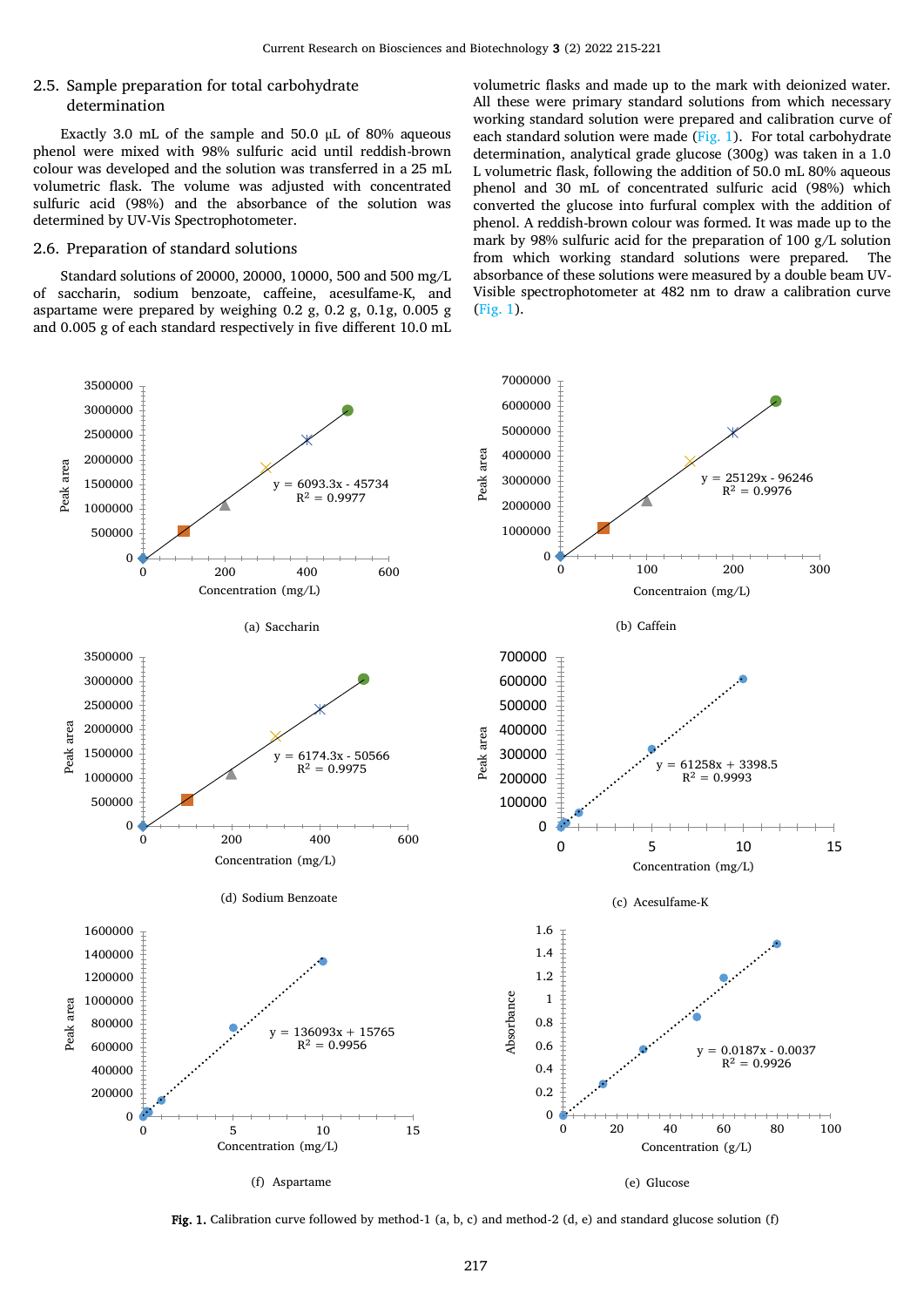## 2.5. Sample preparation for total carbohydrate determination

Exactly 3.0 mL of the sample and 50.0 μL of 80% aqueous phenol were mixed with 98% sulfuric acid until reddish-brown colour was developed and the solution was transferred in a 25 mL volumetric flask. The volume was adjusted with concentrated sulfuric acid (98%) and the absorbance of the solution was determined by UV-Vis Spectrophotometer.

## 2.6. Preparation of standard solutions

Standard solutions of 20000, 20000, 10000, 500 and 500 mg/L of saccharin, sodium benzoate, caffeine, acesulfame-K, and aspartame were prepared by weighing 0.2 g, 0.2 g, 0.1g, 0.005 g and 0.005 g of each standard respectively in five different 10.0 mL volumetric flasks and made up to the mark with deionized water. All these were primary standard solutions from which necessary working standard solution were prepared and calibration curve of each standard solution were made (Fig. 1). For total carbohydrate determination, analytical grade glucose (300g) was taken in a 1.0 L volumetric flask, following the addition of 50.0 mL 80% aqueous phenol and 30 mL of concentrated sulfuric acid (98%) which converted the glucose into furfural complex with the addition of phenol. A reddish-brown colour was formed. It was made up to the mark by 98% sulfuric acid for the preparation of 100 g/L solution from which working standard solutions were prepared. The absorbance of these solutions were measured by a double beam UV-Visible spectrophotometer at 482 nm to draw a calibration curve (Fig. 1).

(a) Saccharin — $y = 6093.3x - 45734$, $R^2 = 0.9977$

(b) Caffein — $y = 25129x - 96246$, $R^2 = 0.9976$

(d) Sodium Benzoate — $y = 6174.3x - 50566$, $R^2 = 0.9975$

(c) Acesulfame-K — $y = 61258x + 3398.5$, $R^2 = 0.9993$

(f) Aspartame — $y = 136093x + 15765$, $R^2 = 0.9956$

(e) Glucose — $y = 0.0187x - 0.0037$, $R^2 = 0.9926$

**Fig. 1.** Calibration curve followed by method-1 (a, b, c) and method-2 (d, e) and standard glucose solution (f)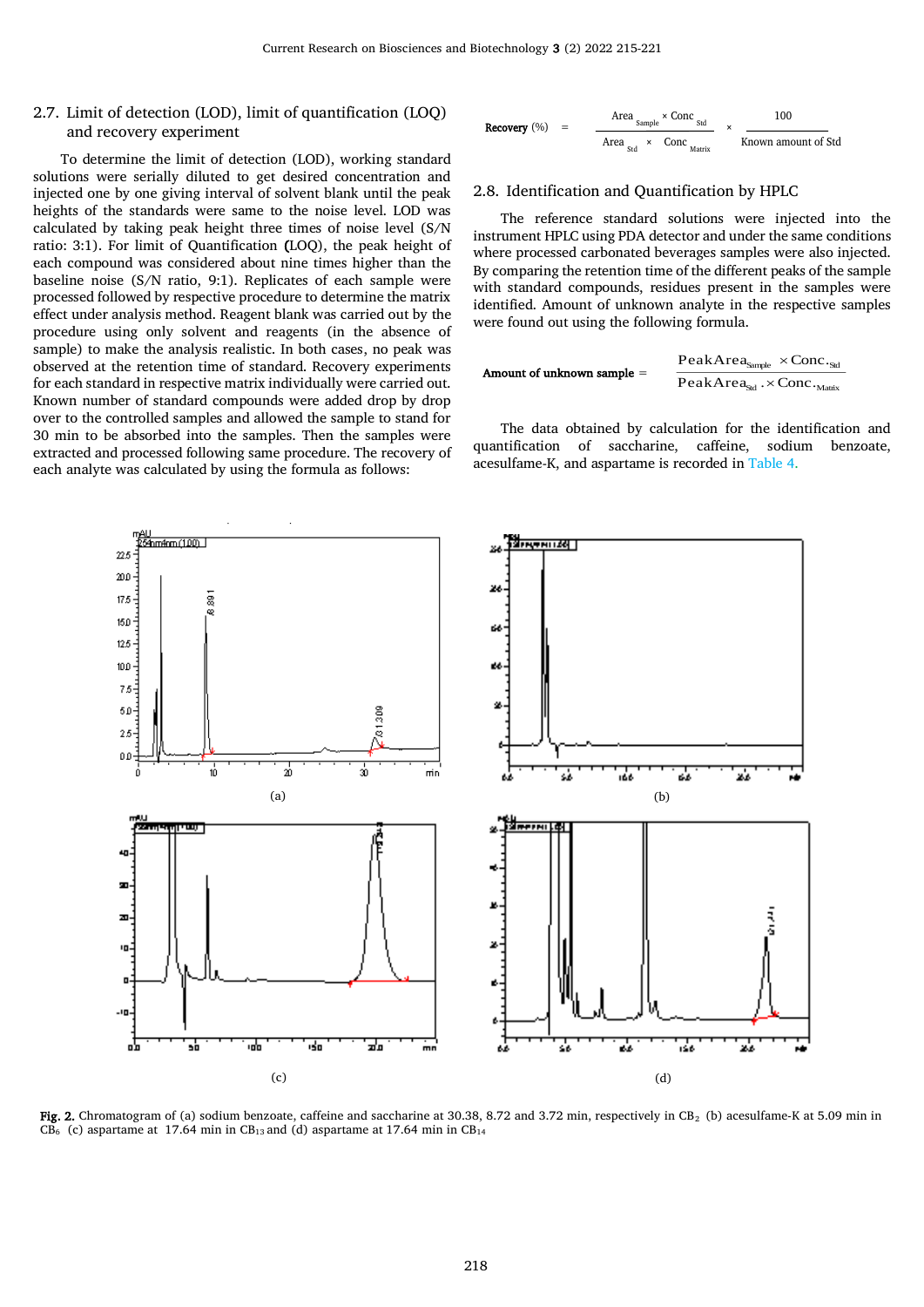## 2.7. Limit of detection (LOD), limit of quantification (LOQ) and recovery experiment

To determine the limit of detection (LOD), working standard solutions were serially diluted to get desired concentration and injected one by one giving interval of solvent blank until the peak heights of the standards were same to the noise level. LOD was calculated by taking peak height three times of noise level (S/N ratio: 3:1). For limit of Quantification (LOQ), the peak height of each compound was considered about nine times higher than the baseline noise (S/N ratio, 9:1). Replicates of each sample were processed followed by respective procedure to determine the matrix effect under analysis method. Reagent blank was carried out by the procedure using only solvent and reagents (in the absence of sample) to make the analysis realistic. In both cases, no peak was observed at the retention time of standard. Recovery experiments for each standard in respective matrix individually were carried out. Known number of standard compounds were added drop by drop over to the controlled samples and allowed the sample to stand for 30 min to be absorbed into the samples. Then the samples were extracted and processed following same procedure. The recovery of each analyte was calculated by using the formula as follows:

$$\text{Recovery (\%)} = \frac{\text{Area}_{\text{Sample}} \times \text{Conc}_{\text{Std}}}{\text{Area}_{\text{Std}} \times \text{Conc}_{\text{Matrix}}} \times \frac{100}{\text{Known amount of Std}}$$

## 2.8. Identification and Quantification by HPLC

The reference standard solutions were injected into the instrument HPLC using PDA detector and under the same conditions where processed carbonated beverages samples were also injected. By comparing the retention time of the different peaks of the sample with standard compounds, residues present in the samples were identified. Amount of unknown analyte in the respective samples were found out using the following formula.

$$\text{Amount of unknown sample} = \frac{\text{PeakArea}_{\text{Sample}} \times \text{Conc.}_{\text{Std}}}{\text{PeakArea}_{\text{Std}} . \times \text{Conc.}_{\text{Matrix}}}$$

The data obtained by calculation for the identification and quantification of saccharine, caffeine, sodium benzoate, acesulfame-K, and aspartame is recorded in Table 4.

**Fig. 2.** Chromatogram of (a) sodium benzoate, caffeine and saccharine at 30.38, 8.72 and 3.72 min, respectively in $CB_2$ (b) acesulfame-K at 5.09 min in $CB_6$ (c) aspartame at 17.64 min in $CB_{13}$ and (d) aspartame at 17.64 min in $CB_{14}$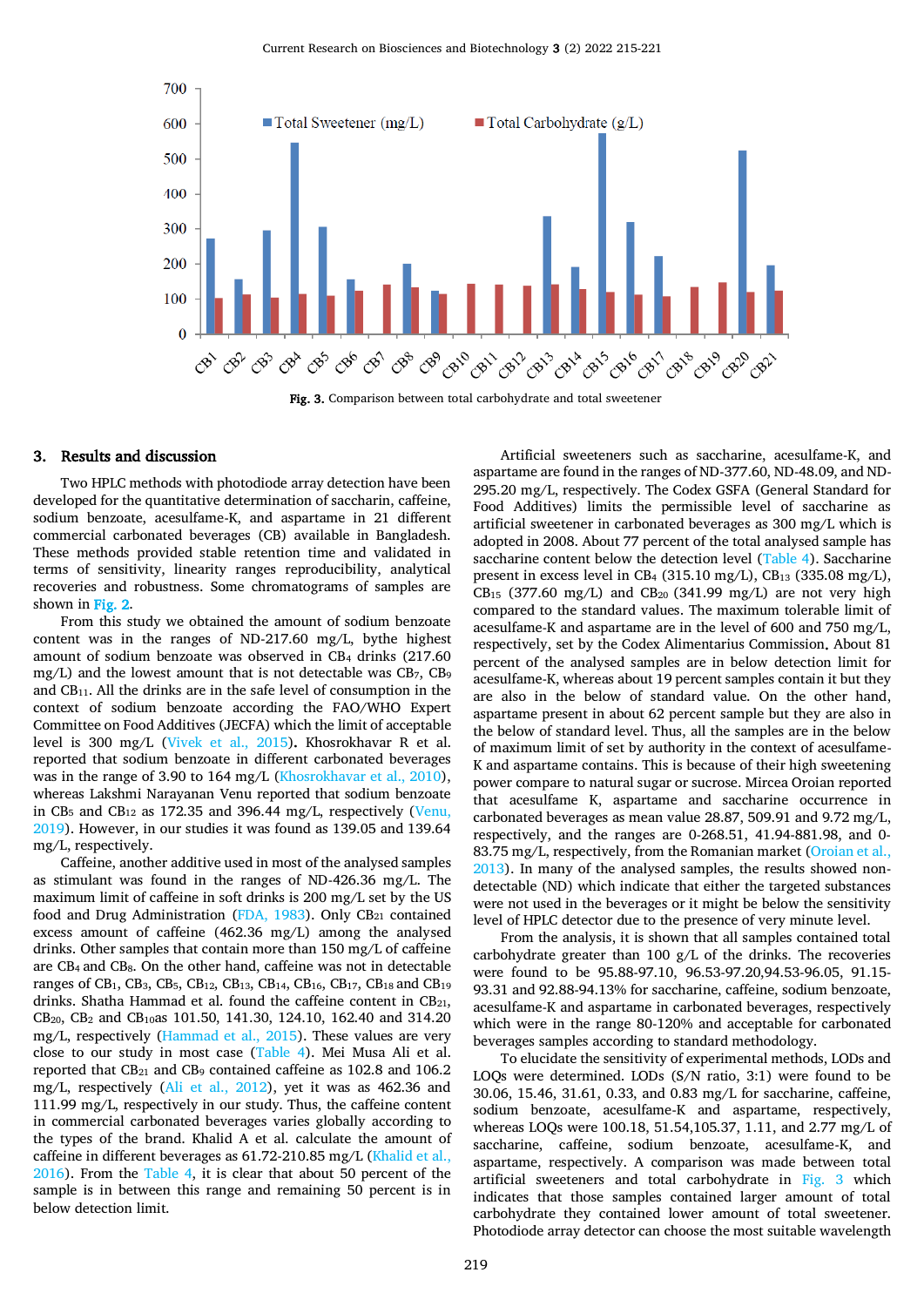Fig. 3. Comparison between total carbohydrate and total sweetener

## 3. Results and discussion

Two HPLC methods with photodiode array detection have been developed for the quantitative determination of saccharin, caffeine, sodium benzoate, acesulfame-K, and aspartame in 21 different commercial carbonated beverages (CB) available in Bangladesh. These methods provided stable retention time and validated in terms of sensitivity, linearity ranges reproducibility, analytical recoveries and robustness. Some chromatograms of samples are shown in Fig. 2.

From this study we obtained the amount of sodium benzoate content was in the ranges of ND-217.60 mg/L, bythe highest amount of sodium benzoate was observed in $CB_4$ drinks (217.60 mg/L) and the lowest amount that is not detectable was $CB_7$, $CB_9$ and $CB_{11}$. All the drinks are in the safe level of consumption in the context of sodium benzoate according the FAO/WHO Expert Committee on Food Additives (JECFA) which the limit of acceptable level is 300 mg/L (Vivek et al., 2015). Khosrokhavar R et al. reported that sodium benzoate in different carbonated beverages was in the range of 3.90 to 164 mg/L (Khosrokhavar et al., 2010), whereas Lakshmi Narayanan Venu reported that sodium benzoate in $CB_5$ and $CB_{12}$ as 172.35 and 396.44 mg/L, respectively (Venu, 2019). However, in our studies it was found as 139.05 and 139.64 mg/L, respectively.

Caffeine, another additive used in most of the analysed samples as stimulant was found in the ranges of ND-426.36 mg/L. The maximum limit of caffeine in soft drinks is 200 mg/L set by the US food and Drug Administration (FDA, 1983). Only $CB_{21}$ contained excess amount of caffeine (462.36 mg/L) among the analysed drinks. Other samples that contain more than 150 mg/L of caffeine are $CB_4$ and $CB_8$. On the other hand, caffeine was not in detectable ranges of $CB_1$, $CB_3$, $CB_5$, $CB_{12}$, $CB_{13}$, $CB_{14}$, $CB_{16}$, $CB_{17}$, $CB_{18}$ and $CB_{19}$ drinks. Shatha Hammad et al. found the caffeine content in $CB_{21}$, $CB_{20}$, $CB_2$ and $CB_{10}$as 101.50, 141.30, 124.10, 162.40 and 314.20 mg/L, respectively (Hammad et al., 2015). These values are very close to our study in most case (Table 4). Mei Musa Ali et al. reported that $CB_{21}$ and $CB_9$ contained caffeine as 102.8 and 106.2 mg/L, respectively (Ali et al., 2012), yet it was as 462.36 and 111.99 mg/L, respectively in our study. Thus, the caffeine content in commercial carbonated beverages varies globally according to the types of the brand. Khalid A et al. calculate the amount of caffeine in different beverages as 61.72-210.85 mg/L (Khalid et al., 2016). From the Table 4, it is clear that about 50 percent of the sample is in between this range and remaining 50 percent is in below detection limit.

Artificial sweeteners such as saccharine, acesulfame-K, and aspartame are found in the ranges of ND-377.60, ND-48.09, and ND-295.20 mg/L, respectively. The Codex GSFA (General Standard for Food Additives) limits the permissible level of saccharine as artificial sweetener in carbonated beverages as 300 mg/L which is adopted in 2008. About 77 percent of the total analysed sample has saccharine content below the detection level (Table 4). Saccharine present in excess level in $CB_4$ (315.10 mg/L), $CB_{13}$ (335.08 mg/L), $CB_{15}$ (377.60 mg/L) and $CB_{20}$ (341.99 mg/L) are not very high compared to the standard values. The maximum tolerable limit of acesulfame-K and aspartame are in the level of 600 and 750 mg/L, respectively, set by the Codex Alimentarius Commission. About 81 percent of the analysed samples are in below detection limit for acesulfame-K, whereas about 19 percent samples contain it but they are also in the below of standard value. On the other hand, aspartame present in about 62 percent sample but they are also in the below of standard level. Thus, all the samples are in the below of maximum limit of set by authority in the context of acesulfame-K and aspartame contains. This is because of their high sweetening power compare to natural sugar or sucrose. Mircea Oroian reported that acesulfame K, aspartame and saccharine occurrence in carbonated beverages as mean value 28.87, 509.91 and 9.72 mg/L, respectively, and the ranges are 0-268.51, 41.94-881.98, and 0-83.75 mg/L, respectively, from the Romanian market (Oroian et al., 2013). In many of the analysed samples, the results showed non-detectable (ND) which indicate that either the targeted substances were not used in the beverages or it might be below the sensitivity level of HPLC detector due to the presence of very minute level.

From the analysis, it is shown that all samples contained total carbohydrate greater than 100 g/L of the drinks. The recoveries were found to be 95.88-97.10, 96.53-97.20,94.53-96.05, 91.15-93.31 and 92.88-94.13% for saccharine, caffeine, sodium benzoate, acesulfame-K and aspartame in carbonated beverages, respectively which were in the range 80-120% and acceptable for carbonated beverages samples according to standard methodology.

To elucidate the sensitivity of experimental methods, LODs and LOQs were determined. LODs (S/N ratio, 3:1) were found to be 30.06, 15.46, 31.61, 0.33, and 0.83 mg/L for saccharine, caffeine, sodium benzoate, acesulfame-K and aspartame, respectively, whereas LOQs were 100.18, 51.54,105.37, 1.11, and 2.77 mg/L of saccharine, caffeine, sodium benzoate, acesulfame-K, and aspartame, respectively. A comparison was made between total artificial sweeteners and total carbohydrate in Fig. 3 which indicates that those samples contained larger amount of total carbohydrate they contained lower amount of total sweetener. Photodiode array detector can choose the most suitable wavelength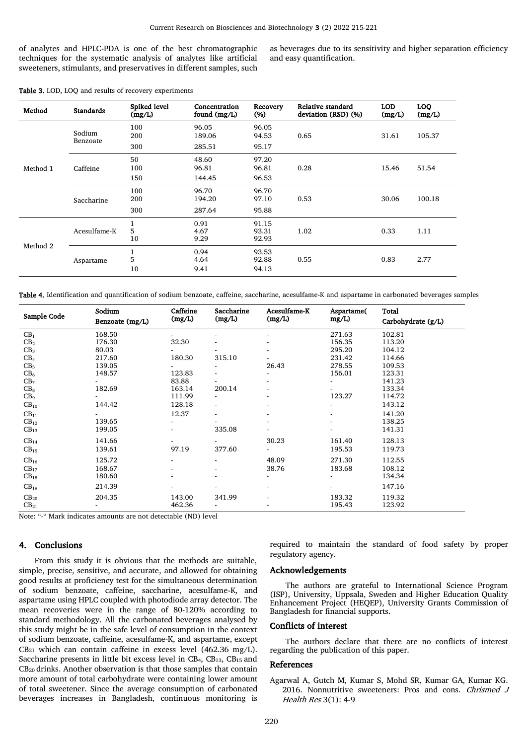of analytes and HPLC-PDA is one of the best chromatographic techniques for the systematic analysis of analytes like artificial sweeteners, stimulants, and preservatives in different samples, such as beverages due to its sensitivity and higher separation efficiency and easy quantification.

**Table 3.** LOD, LOQ and results of recovery experiments

| Method | Standards | Spiked level (mg/L) | Concentration found (mg/L) | Recovery (%) | Relative standard deviation (RSD) (%) | LOD (mg/L) | LOQ (mg/L) |
|---|---|---|---|---|---|---|---|
| Method 1 | Sodium Benzoate | 100 | 96.05 | 96.05 | 0.65 | 31.61 | 105.37 |
| | | 200 | 189.06 | 94.53 | | | |
| | | 300 | 285.51 | 95.17 | | | |
| | Caffeine | 50 | 48.60 | 97.20 | 0.28 | 15.46 | 51.54 |
| | | 100 | 96.81 | 96.81 | | | |
| | | 150 | 144.45 | 96.53 | | | |
| | Saccharine | 100 | 96.70 | 96.70 | 0.53 | 30.06 | 100.18 |
| | | 200 | 194.20 | 97.10 | | | |
| | | 300 | 287.64 | 95.88 | | | |
| Method 2 | Acesulfame-K | 1 | 0.91 | 91.15 | 1.02 | 0.33 | 1.11 |
| | | 5 | 4.67 | 93.31 | | | |
| | | 10 | 9.29 | 92.93 | | | |
| | Aspartame | 1 | 0.94 | 93.53 | 0.55 | 0.83 | 2.77 |
| | | 5 | 4.64 | 92.88 | | | |
| | | 10 | 9.41 | 94.13 | | | |

**Table 4.** Identification and quantification of sodium benzoate, caffeine, saccharine, acesulfame-K and aspartame in carbonated beverages samples

| Sample Code | Sodium Benzoate (mg/L) | Caffeine (mg/L) | Saccharine (mg/L) | Acesulfame-K (mg/L) | Aspartame( mg/L) | Total Carbohydrate (g/L) |
|---|---|---|---|---|---|---|
| $CB_1$ | 168.50 | - | - | - | 271.63 | 102.81 |
| $CB_2$ | 176.30 | 32.30 | - | - | 156.35 | 113.20 |
| $CB_3$ | 80.03 | - | - | - | 295.20 | 104.12 |
| $CB_4$ | 217.60 | 180.30 | 315.10 | - | 231.42 | 114.66 |
| $CB_5$ | 139.05 | - | - | 26.43 | 278.55 | 109.53 |
| $CB_6$ | 148.57 | 123.83 | - | - | 156.01 | 123.31 |
| $CB_7$ | - | 83.88 | - | - | - | 141.23 |
| $CB_8$ | 182.69 | 163.14 | 200.14 | - | - | 133.34 |
| $CB_9$ | - | 111.99 | - | - | 123.27 | 114.72 |
| $CB_{10}$ | 144.42 | 128.18 | - | - | - | 143.12 |
| $CB_{11}$ | - | 12.37 | - | - | - | 141.20 |
| $CB_{12}$ | 139.65 | - | - | - | - | 138.25 |
| $CB_{13}$ | 199.05 | - | 335.08 | - | - | 141.31 |
| $CB_{14}$ | 141.66 | - | - | 30.23 | 161.40 | 128.13 |
| $CB_{15}$ | 139.61 | 97.19 | 377.60 | - | 195.53 | 119.73 |
| $CB_{16}$ | 125.72 | - | - | 48.09 | 271.30 | 112.55 |
| $CB_{17}$ | 168.67 | - | - | 38.76 | 183.68 | 108.12 |
| $CB_{18}$ | 180.60 | - | - | - | - | 134.34 |
| $CB_{19}$ | 214.39 | - | - | - | - | 147.16 |
| $CB_{20}$ | 204.35 | 143.00 | 341.99 | - | 183.32 | 119.32 |
| $CB_{21}$ | - | 462.36 | - | - | 195.43 | 123.92 |

Note: "-" Mark indicates amounts are not detectable (ND) level

## 4. Conclusions

From this study it is obvious that the methods are suitable, simple, precise, sensitive, and accurate, and allowed for obtaining good results at proficiency test for the simultaneous determination of sodium benzoate, caffeine, saccharine, acesulfame-K, and aspartame using HPLC coupled with photodiode array detector. The mean recoveries were in the range of 80-120% according to standard methodology. All the carbonated beverages analysed by this study might be in the safe level of consumption in the context of sodium benzoate, caffeine, acesulfame-K, and aspartame, except $CB_{21}$ which can contain caffeine in excess level (462.36 mg/L). Saccharine presents in little bit excess level in $CB_4$, $CB_{13}$, $CB_{15}$ and $CB_{20}$ drinks. Another observation is that those samples that contain more amount of total carbohydrate were containing lower amount of total sweetener. Since the average consumption of carbonated beverages increases in Bangladesh, continuous monitoring is required to maintain the standard of food safety by proper regulatory agency.

## Acknowledgements

The authors are grateful to International Science Program (ISP), University, Uppsala, Sweden and Higher Education Quality Enhancement Project (HEQEP), University Grants Commission of Bangladesh for financial supports.

## Conflicts of interest

The authors declare that there are no conflicts of interest regarding the publication of this paper.

## References

Agarwal A, Gutch M, Kumar S, Mohd SR, Kumar GA, Kumar KG. 2016. Nonnutritive sweeteners: Pros and cons. *Chrismed J Health Res* 3(1): 4-9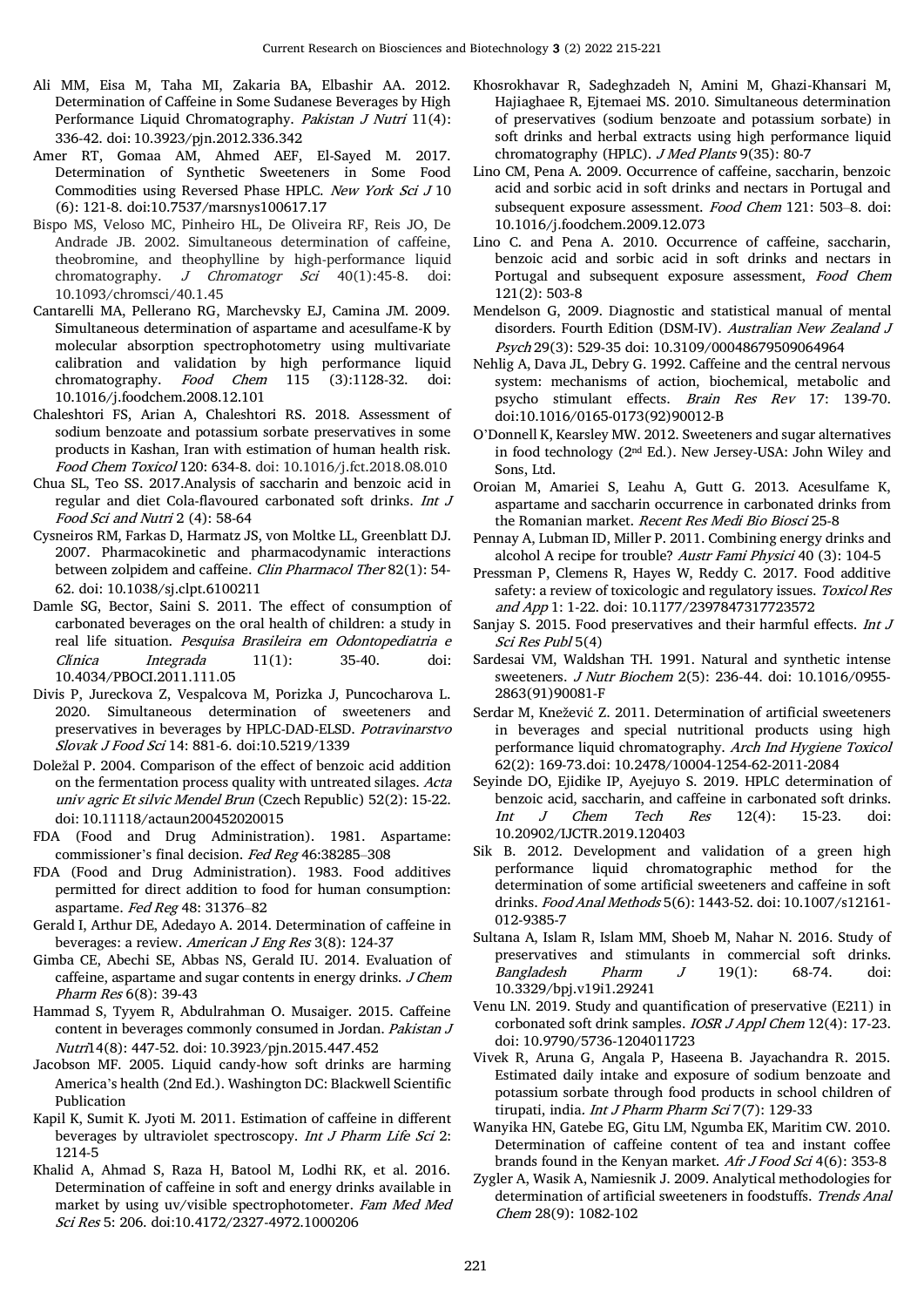Ali MM, Eisa M, Taha MI, Zakaria BA, Elbashir AA. 2012. Determination of Caffeine in Some Sudanese Beverages by High Performance Liquid Chromatography. *Pakistan J Nutri* 11(4): 336-42. doi: 10.3923/pjn.2012.336.342

Amer RT, Gomaa AM, Ahmed AEF, El-Sayed M. 2017. Determination of Synthetic Sweeteners in Some Food Commodities using Reversed Phase HPLC. *New York Sci J* 10 (6): 121-8. doi:10.7537/marsnys100617.17

Bispo MS, Veloso MC, Pinheiro HL, De Oliveira RF, Reis JO, De Andrade JB. 2002. Simultaneous determination of caffeine, theobromine, and theophylline by high-performance liquid chromatography. *J Chromatogr Sci* 40(1):45-8. doi: 10.1093/chromsci/40.1.45

Cantarelli MA, Pellerano RG, Marchevsky EJ, Camina JM. 2009. Simultaneous determination of aspartame and acesulfame-K by molecular absorption spectrophotometry using multivariate calibration and validation by high performance liquid chromatography. *Food Chem* 115 (3):1128-32. doi: 10.1016/j.foodchem.2008.12.101

Chaleshtori FS, Arian A, Chaleshtori RS. 2018. Assessment of sodium benzoate and potassium sorbate preservatives in some products in Kashan, Iran with estimation of human health risk. *Food Chem Toxicol* 120: 634-8. doi: 10.1016/j.fct.2018.08.010

Chua SL, Teo SS. 2017.Analysis of saccharin and benzoic acid in regular and diet Cola-flavoured carbonated soft drinks. *Int J Food Sci and Nutri* 2 (4): 58-64

Cysneiros RM, Farkas D, Harmatz JS, von Moltke LL, Greenblatt DJ. 2007. Pharmacokinetic and pharmacodynamic interactions between zolpidem and caffeine. *Clin Pharmacol Ther* 82(1): 54-62. doi: 10.1038/sj.clpt.6100211

Damle SG, Bector, Saini S. 2011. The effect of consumption of carbonated beverages on the oral health of children: a study in real life situation. *Pesquisa Brasileira em Odontopediatria e Clínica Integrada* 11(1): 35-40. doi: 10.4034/PBOCI.2011.111.05

Divis P, Jureckova Z, Vespalcova M, Porizka J, Puncocharova L. 2020. Simultaneous determination of sweeteners and preservatives in beverages by HPLC-DAD-ELSD. *Potravinarstvo Slovak J Food Sci* 14: 881-6. doi:10.5219/1339

Doležal P. 2004. Comparison of the effect of benzoic acid addition on the fermentation process quality with untreated silages. *Acta univ agric Et silvic Mendel Brun* (Czech Republic) 52(2): 15-22. doi: 10.11118/actaun200452020015

FDA (Food and Drug Administration). 1981. Aspartame: commissioner's final decision. *Fed Reg* 46:38285–308

FDA (Food and Drug Administration). 1983. Food additives permitted for direct addition to food for human consumption: aspartame. *Fed Reg* 48: 31376–82

Gerald I, Arthur DE, Adedayo A. 2014. Determination of caffeine in beverages: a review. *American J Eng Res* 3(8): 124-37

Gimba CE, Abechi SE, Abbas NS, Gerald IU. 2014. Evaluation of caffeine, aspartame and sugar contents in energy drinks. *J Chem Pharm Res* 6(8): 39-43

Hammad S, Tyyem R, Abdulrahman O. Musaiger. 2015. Caffeine content in beverages commonly consumed in Jordan. *Pakistan J Nutri*14(8): 447-52. doi: 10.3923/pjn.2015.447.452

Jacobson MF. 2005. Liquid candy-how soft drinks are harming America's health (2nd Ed.). Washington DC: Blackwell Scientific Publication

Kapil K, Sumit K. Jyoti M. 2011. Estimation of caffeine in different beverages by ultraviolet spectroscopy. *Int J Pharm Life Sci* 2: 1214-5

Khalid A, Ahmad S, Raza H, Batool M, Lodhi RK, et al. 2016. Determination of caffeine in soft and energy drinks available in market by using uv/visible spectrophotometer. *Fam Med Med Sci Res* 5: 206. doi:10.4172/2327-4972.1000206

Khosrokhavar R, Sadeghzadeh N, Amini M, Ghazi-Khansari M, Hajiaghaee R, Ejtemaei MS. 2010. Simultaneous determination of preservatives (sodium benzoate and potassium sorbate) in soft drinks and herbal extracts using high performance liquid chromatography (HPLC). *J Med Plants* 9(35): 80-7

Lino CM, Pena A. 2009. Occurrence of caffeine, saccharin, benzoic acid and sorbic acid in soft drinks and nectars in Portugal and subsequent exposure assessment. *Food Chem* 121: 503–8. doi: 10.1016/j.foodchem.2009.12.073

Lino C. and Pena A. 2010. Occurrence of caffeine, saccharin, benzoic acid and sorbic acid in soft drinks and nectars in Portugal and subsequent exposure assessment, *Food Chem* 121(2): 503-8

Mendelson G, 2009. Diagnostic and statistical manual of mental disorders. Fourth Edition (DSM-IV). *Australian New Zealand J Psych* 29(3): 529-35 doi: 10.3109/00048679509064964

Nehlig A, Dava JL, Debry G. 1992. Caffeine and the central nervous system: mechanisms of action, biochemical, metabolic and psycho stimulant effects. *Brain Res Rev* 17: 139-70. doi:10.1016/0165-0173(92)90012-B

O'Donnell K, Kearsley MW. 2012. Sweeteners and sugar alternatives in food technology (2nd Ed.). New Jersey-USA: John Wiley and Sons, Ltd.

Oroian M, Amariei S, Leahu A, Gutt G. 2013. Acesulfame K, aspartame and saccharin occurrence in carbonated drinks from the Romanian market. *Recent Res Medi Bio Biosci* 25-8

Pennay A, Lubman ID, Miller P. 2011. Combining energy drinks and alcohol A recipe for trouble? *Austr Fami Physici* 40 (3): 104-5

Pressman P, Clemens R, Hayes W, Reddy C. 2017. Food additive safety: a review of toxicologic and regulatory issues. *Toxicol Res and App* 1: 1-22. doi: 10.1177/2397847317723572

Sanjay S. 2015. Food preservatives and their harmful effects. *Int J Sci Res Publ* 5(4)

Sardesai VM, Waldshan TH. 1991. Natural and synthetic intense sweeteners. *J Nutr Biochem* 2(5): 236-44. doi: 10.1016/0955-2863(91)90081-F

Serdar M, Knežević Z. 2011. Determination of artificial sweeteners in beverages and special nutritional products using high performance liquid chromatography. *Arch Ind Hygiene Toxicol* 62(2): 169-73.doi: 10.2478/10004-1254-62-2011-2084

Seyinde DO, Ejidike IP, Ayejuyo S. 2019. HPLC determination of benzoic acid, saccharin, and caffeine in carbonated soft drinks. *Int J Chem Tech Res* 12(4): 15-23. doi: 10.20902/IJCTR.2019.120403

Sik B. 2012. Development and validation of a green high performance liquid chromatographic method for the determination of some artificial sweeteners and caffeine in soft drinks. *Food Anal Methods* 5(6): 1443-52. doi: 10.1007/s12161-012-9385-7

Sultana A, Islam R, Islam MM, Shoeb M, Nahar N. 2016. Study of preservatives and stimulants in commercial soft drinks. *Bangladesh Pharm J* 19(1): 68-74. doi: 10.3329/bpj.v19i1.29241

Venu LN. 2019. Study and quantification of preservative (E211) in corbonated soft drink samples. *IOSR J Appl Chem* 12(4): 17-23. doi: 10.9790/5736-1204011723

Vivek R, Aruna G, Angala P, Haseena B. Jayachandra R. 2015. Estimated daily intake and exposure of sodium benzoate and potassium sorbate through food products in school children of tirupati, india. *Int J Pharm Pharm Sci* 7(7): 129-33

Wanyika HN, Gatebe EG, Gitu LM, Ngumba EK, Maritim CW. 2010. Determination of caffeine content of tea and instant coffee brands found in the Kenyan market. *Afr J Food Sci* 4(6): 353-8

Zygler A, Wasik A, Namiesnik J. 2009. Analytical methodologies for determination of artificial sweeteners in foodstuffs. *Trends Anal Chem* 28(9): 1082-102